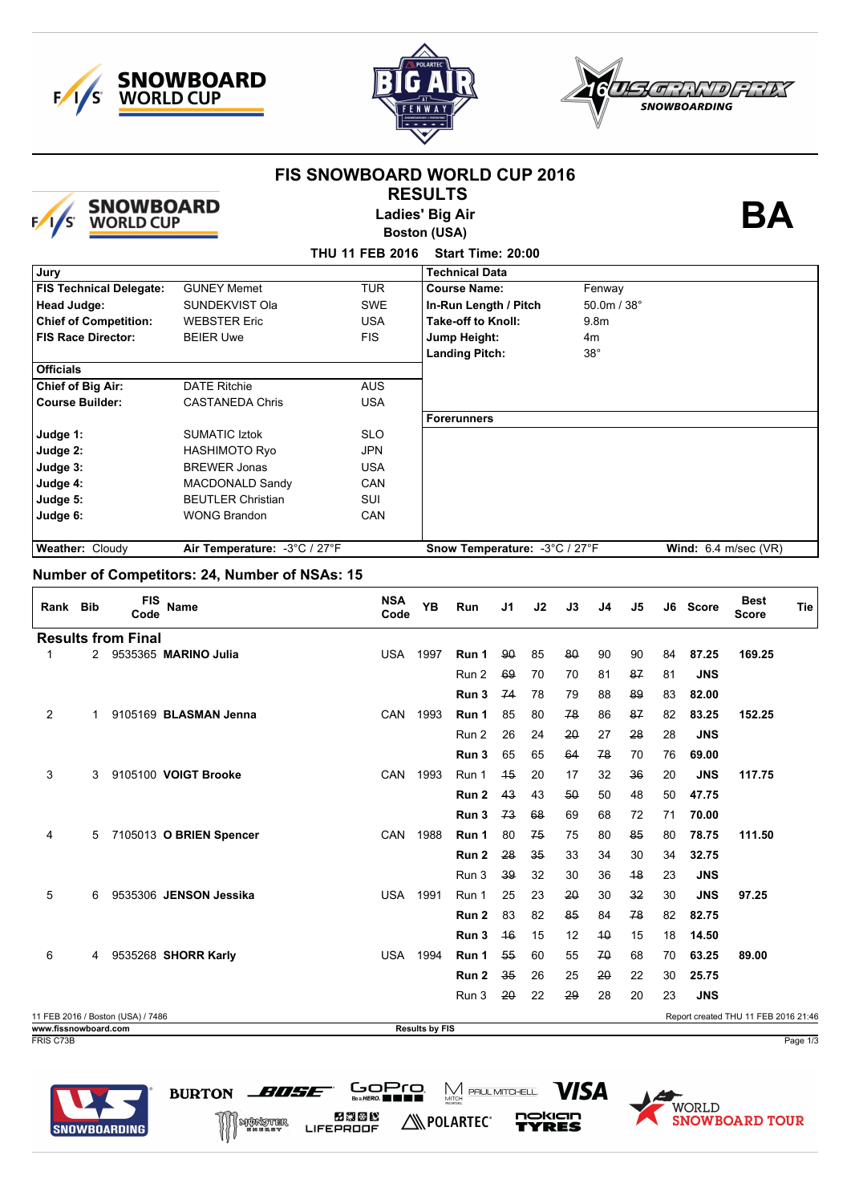# FIS SNOWBOARD WORLD CUP 2016

## RESULTS

### Ladies' Big Air

**Boston (USA)**

**BA**

**THU 11 FEB 2016 Start Time: 20:00**

| Jury | | | Technical Data | |
|---|---|---|---|---|
| **FIS Technical Delegate:** | GUNEY Memet | TUR | **Course Name:** | Fenway |
| **Head Judge:** | SUNDEKVIST Ola | SWE | **In-Run Length / Pitch** | 50.0m / 38° |
| **Chief of Competition:** | WEBSTER Eric | USA | **Take-off to Knoll:** | 9.8m |
| **FIS Race Director:** | BEIER Uwe | FIS | **Jump Height:** | 4m |
| | | | **Landing Pitch:** | 38° |
| **Officials** | | | | |
| **Chief of Big Air:** | DATE Ritchie | AUS | | |
| **Course Builder:** | CASTANEDA Chris | USA | | |
| | | | **Forerunners** | |
| **Judge 1:** | SUMATIC Iztok | SLO | | |
| **Judge 2:** | HASHIMOTO Ryo | JPN | | |
| **Judge 3:** | BREWER Jonas | USA | | |
| **Judge 4:** | MACDONALD Sandy | CAN | | |
| **Judge 5:** | BEUTLER Christian | SUI | | |
| **Judge 6:** | WONG Brandon | CAN | | |
| **Weather:** Cloudy | **Air Temperature:** -3°C / 27°F | | **Snow Temperature:** -3°C / 27°F | **Wind:** 6.4 m/sec (VR) |

## Number of Competitors: 24, Number of NSAs: 15

| Rank | Bib | FIS Code | Name | NSA Code | YB | Run | J1 | J2 | J3 | J4 | J5 | J6 | Score | Best Score | Tie |
|---|---|---|---|---|---|---|---|---|---|---|---|---|---|---|---|
| **Results from Final** | | | | | | | | | | | | | | | |
| 1 | 2 | 9535365 | **MARINO Julia** | USA | 1997 | **Run 1** | ~~90~~ | 85 | ~~80~~ | 90 | 90 | 84 | **87.25** | **169.25** | |
| | | | | | | Run 2 | ~~69~~ | 70 | 70 | 81 | ~~87~~ | 81 | **JNS** | | |
| | | | | | | **Run 3** | ~~74~~ | 78 | 79 | 88 | ~~89~~ | 83 | **82.00** | | |
| 2 | 1 | 9105169 | **BLASMAN Jenna** | CAN | 1993 | **Run 1** | 85 | 80 | ~~78~~ | 86 | ~~87~~ | 82 | **83.25** | **152.25** | |
| | | | | | | Run 2 | 26 | 24 | ~~20~~ | 27 | ~~28~~ | 28 | **JNS** | | |
| | | | | | | **Run 3** | 65 | 65 | ~~64~~ | ~~78~~ | 70 | 76 | **69.00** | | |
| 3 | 3 | 9105100 | **VOIGT Brooke** | CAN | 1993 | Run 1 | ~~15~~ | 20 | 17 | 32 | ~~36~~ | 20 | **JNS** | **117.75** | |
| | | | | | | **Run 2** | ~~43~~ | 43 | ~~50~~ | 50 | 48 | 50 | **47.75** | | |
| | | | | | | **Run 3** | ~~73~~ | ~~68~~ | 69 | 68 | 72 | 71 | **70.00** | | |
| 4 | 5 | 7105013 | **O BRIEN Spencer** | CAN | 1988 | **Run 1** | 80 | ~~75~~ | 75 | 80 | ~~85~~ | 80 | **78.75** | **111.50** | |
| | | | | | | **Run 2** | ~~28~~ | ~~35~~ | 33 | 34 | 30 | 34 | **32.75** | | |
| | | | | | | Run 3 | ~~39~~ | 32 | 30 | 36 | ~~18~~ | 23 | **JNS** | | |
| 5 | 6 | 9535306 | **JENSON Jessika** | USA | 1991 | Run 1 | 25 | 23 | ~~20~~ | 30 | ~~32~~ | 30 | **JNS** | **97.25** | |
| | | | | | | **Run 2** | 83 | 82 | ~~85~~ | 84 | ~~78~~ | 82 | **82.75** | | |
| | | | | | | **Run 3** | ~~16~~ | 15 | 12 | ~~10~~ | 15 | 18 | **14.50** | | |
| 6 | 4 | 9535268 | **SHORR Karly** | USA | 1994 | **Run 1** | ~~55~~ | 60 | 55 | ~~70~~ | 68 | 70 | **63.25** | **89.00** | |
| | | | | | | **Run 2** | ~~35~~ | 26 | 25 | ~~20~~ | 22 | 30 | **25.75** | | |
| | | | | | | Run 3 | ~~20~~ | 22 | ~~29~~ | 28 | 20 | 23 | **JNS** | | |

11 FEB 2016 / Boston (USA) / 7486 — Report created THU 11 FEB 2016 21:46

www.fissnowboard.com — Results by FIS

FRIS C73B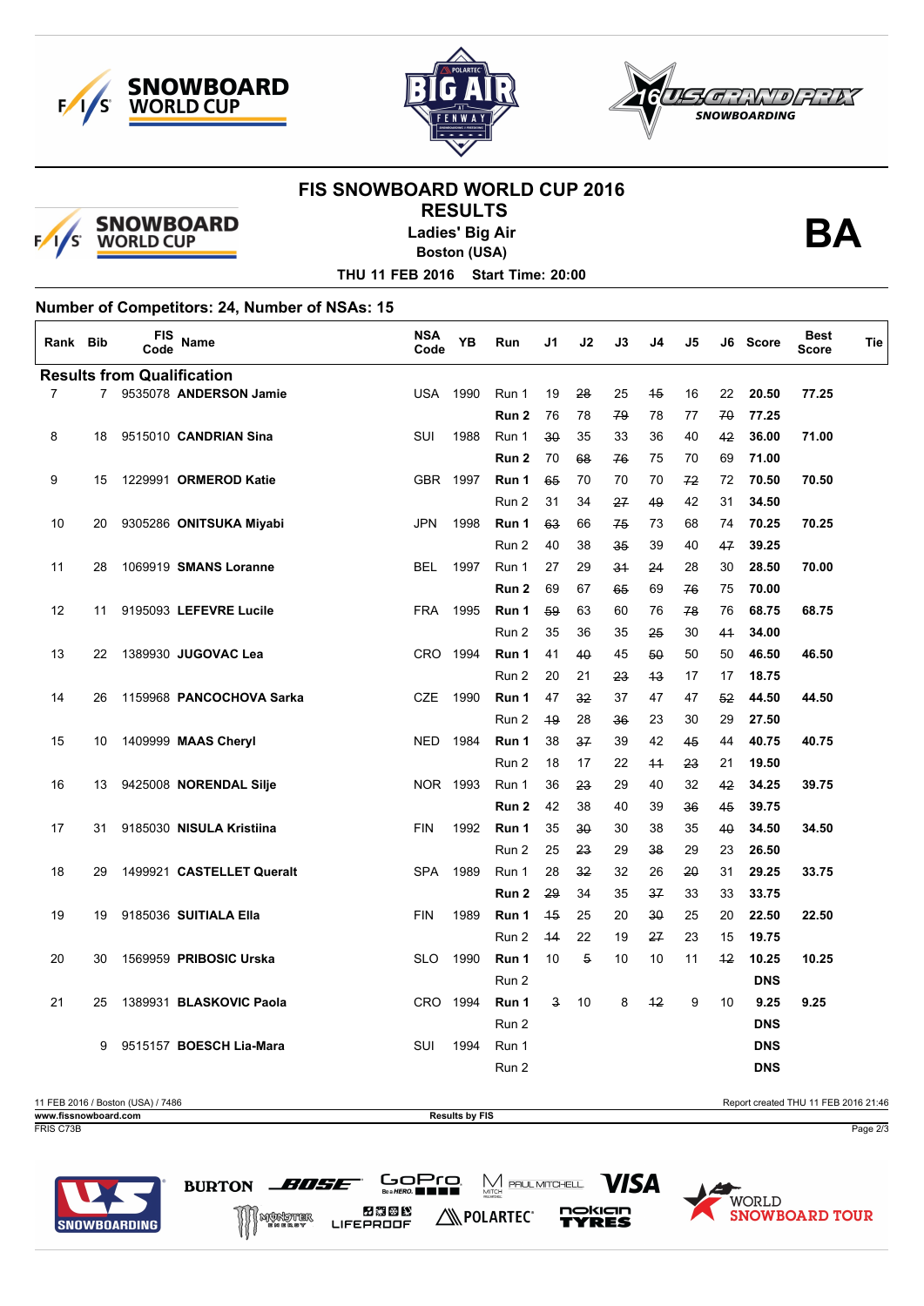# FIS SNOWBOARD WORLD CUP 2016

## RESULTS

**Ladies' Big Air**

**Boston (USA)**

**THU 11 FEB 2016 Start Time: 20:00**

**BA**

### Number of Competitors: 24, Number of NSAs: 15

| Rank | Bib | FIS Code | Name | NSA Code | YB | Run | J1 | J2 | J3 | J4 | J5 | J6 | Score | Best Score | Tie |
|---|---|---|---|---|---|---|---|---|---|---|---|---|---|---|---|
| **Results from Qualification** | | | | | | | | | | | | | | | |
| 7 | 7 | 9535078 | **ANDERSON Jamie** | USA | 1990 | Run 1 | 19 | ~~28~~ | 25 | ~~15~~ | 16 | 22 | **20.50** | **77.25** | |
| | | | | | | **Run 2** | 76 | 78 | ~~79~~ | 78 | 77 | ~~70~~ | **77.25** | | |
| 8 | 18 | 9515010 | **CANDRIAN Sina** | SUI | 1988 | Run 1 | ~~30~~ | 35 | 33 | 36 | 40 | ~~42~~ | **36.00** | **71.00** | |
| | | | | | | **Run 2** | 70 | ~~68~~ | ~~76~~ | 75 | 70 | 69 | **71.00** | | |
| 9 | 15 | 1229991 | **ORMEROD Katie** | GBR | 1997 | **Run 1** | ~~65~~ | 70 | 70 | 70 | ~~72~~ | 72 | **70.50** | **70.50** | |
| | | | | | | Run 2 | 31 | 34 | ~~27~~ | ~~49~~ | 42 | 31 | **34.50** | | |
| 10 | 20 | 9305286 | **ONITSUKA Miyabi** | JPN | 1998 | **Run 1** | ~~63~~ | 66 | ~~75~~ | 73 | 68 | 74 | **70.25** | **70.25** | |
| | | | | | | Run 2 | 40 | 38 | ~~35~~ | 39 | 40 | ~~47~~ | **39.25** | | |
| 11 | 28 | 1069919 | **SMANS Loranne** | BEL | 1997 | Run 1 | 27 | 29 | ~~31~~ | ~~24~~ | 28 | 30 | **28.50** | **70.00** | |
| | | | | | | **Run 2** | 69 | 67 | ~~65~~ | 69 | ~~76~~ | 75 | **70.00** | | |
| 12 | 11 | 9195093 | **LEFEVRE Lucile** | FRA | 1995 | **Run 1** | ~~59~~ | 63 | 60 | 76 | ~~78~~ | 76 | **68.75** | **68.75** | |
| | | | | | | Run 2 | 35 | 36 | 35 | ~~25~~ | 30 | ~~41~~ | **34.00** | | |
| 13 | 22 | 1389930 | **JUGOVAC Lea** | CRO | 1994 | **Run 1** | 41 | ~~40~~ | 45 | ~~50~~ | 50 | 50 | **46.50** | **46.50** | |
| | | | | | | Run 2 | 20 | 21 | ~~23~~ | ~~13~~ | 17 | 17 | **18.75** | | |
| 14 | 26 | 1159968 | **PANCOCHOVA Sarka** | CZE | 1990 | **Run 1** | 47 | ~~32~~ | 37 | 47 | 47 | ~~52~~ | **44.50** | **44.50** | |
| | | | | | | Run 2 | ~~19~~ | 28 | ~~36~~ | 23 | 30 | 29 | **27.50** | | |
| 15 | 10 | 1409999 | **MAAS Cheryl** | NED | 1984 | **Run 1** | 38 | ~~37~~ | 39 | 42 | ~~45~~ | 44 | **40.75** | **40.75** | |
| | | | | | | Run 2 | 18 | 17 | 22 | ~~11~~ | ~~23~~ | 21 | **19.50** | | |
| 16 | 13 | 9425008 | **NORENDAL Silje** | NOR | 1993 | Run 1 | 36 | ~~23~~ | 29 | 40 | 32 | ~~42~~ | **34.25** | **39.75** | |
| | | | | | | **Run 2** | 42 | 38 | 40 | 39 | ~~36~~ | ~~45~~ | **39.75** | | |
| 17 | 31 | 9185030 | **NISULA Kristiina** | FIN | 1992 | **Run 1** | 35 | ~~30~~ | 30 | 38 | 35 | ~~40~~ | **34.50** | **34.50** | |
| | | | | | | Run 2 | 25 | ~~23~~ | 29 | ~~38~~ | 29 | 23 | **26.50** | | |
| 18 | 29 | 1499921 | **CASTELLET Queralt** | SPA | 1989 | Run 1 | 28 | ~~32~~ | 32 | 26 | ~~20~~ | 31 | **29.25** | **33.75** | |
| | | | | | | **Run 2** | ~~29~~ | 34 | 35 | ~~37~~ | 33 | 33 | **33.75** | | |
| 19 | 19 | 9185036 | **SUITIALA Ella** | FIN | 1989 | **Run 1** | ~~15~~ | 25 | 20 | ~~30~~ | 25 | 20 | **22.50** | **22.50** | |
| | | | | | | Run 2 | ~~14~~ | 22 | 19 | ~~27~~ | 23 | 15 | **19.75** | | |
| 20 | 30 | 1569959 | **PRIBOSIC Urska** | SLO | 1990 | **Run 1** | 10 | ~~5~~ | 10 | 10 | 11 | ~~12~~ | **10.25** | **10.25** | |
| | | | | | | Run 2 | | | | | | | **DNS** | | |
| 21 | 25 | 1389931 | **BLASKOVIC Paola** | CRO | 1994 | **Run 1** | ~~3~~ | 10 | 8 | ~~12~~ | 9 | 10 | **9.25** | **9.25** | |
| | | | | | | Run 2 | | | | | | | **DNS** | | |
| | 9 | 9515157 | **BOESCH Lia-Mara** | SUI | 1994 | Run 1 | | | | | | | **DNS** | | |
| | | | | | | Run 2 | | | | | | | **DNS** | | |

11 FEB 2016 / Boston (USA) / 7486 — Report created THU 11 FEB 2016 21:46

www.fissnowboard.com — Results by FIS

FRIS C73B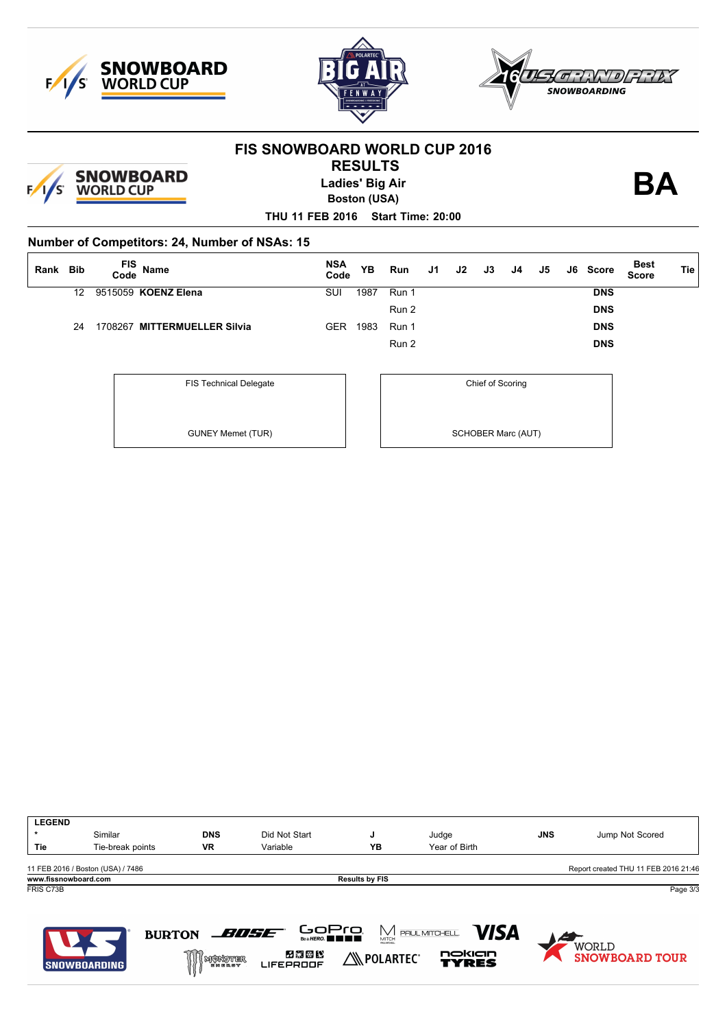# FIS SNOWBOARD WORLD CUP 2016

## RESULTS

**Ladies' Big Air**

**Boston (USA)**

**BA**

**THU 11 FEB 2016 Start Time: 20:00**

**Number of Competitors: 24, Number of NSAs: 15**

| Rank | Bib | FIS Code | Name | NSA Code | YB | Run | J1 | J2 | J3 | J4 | J5 | J6 | Score | Best Score | Tie |
|---|---|---|---|---|---|---|---|---|---|---|---|---|---|---|---|
| | 12 | 9515059 | **KOENZ Elena** | SUI | 1987 | Run 1 | | | | | | | **DNS** | | |
| | | | | | | Run 2 | | | | | | | **DNS** | | |
| | 24 | 1708267 | **MITTERMUELLER Silvia** | GER | 1983 | Run 1 | | | | | | | **DNS** | | |
| | | | | | | Run 2 | | | | | | | **DNS** | | |

| FIS Technical Delegate | Chief of Scoring |
|---|---|
| GUNEY Memet (TUR) | SCHOBER Marc (AUT) |

**LEGEND**

| | | | | | | | |
|---|---|---|---|---|---|---|---|
| * | Similar | **DNS** | Did Not Start | **J** | Judge | **JNS** | Jump Not Scored |
| **Tie** | Tie-break points | **VR** | Variable | **YB** | Year of Birth | | |

11 FEB 2016 / Boston (USA) / 7486

Report created THU 11 FEB 2016 21:46

**www.fissnowboard.com**

**Results by FIS**

FRIS C73B